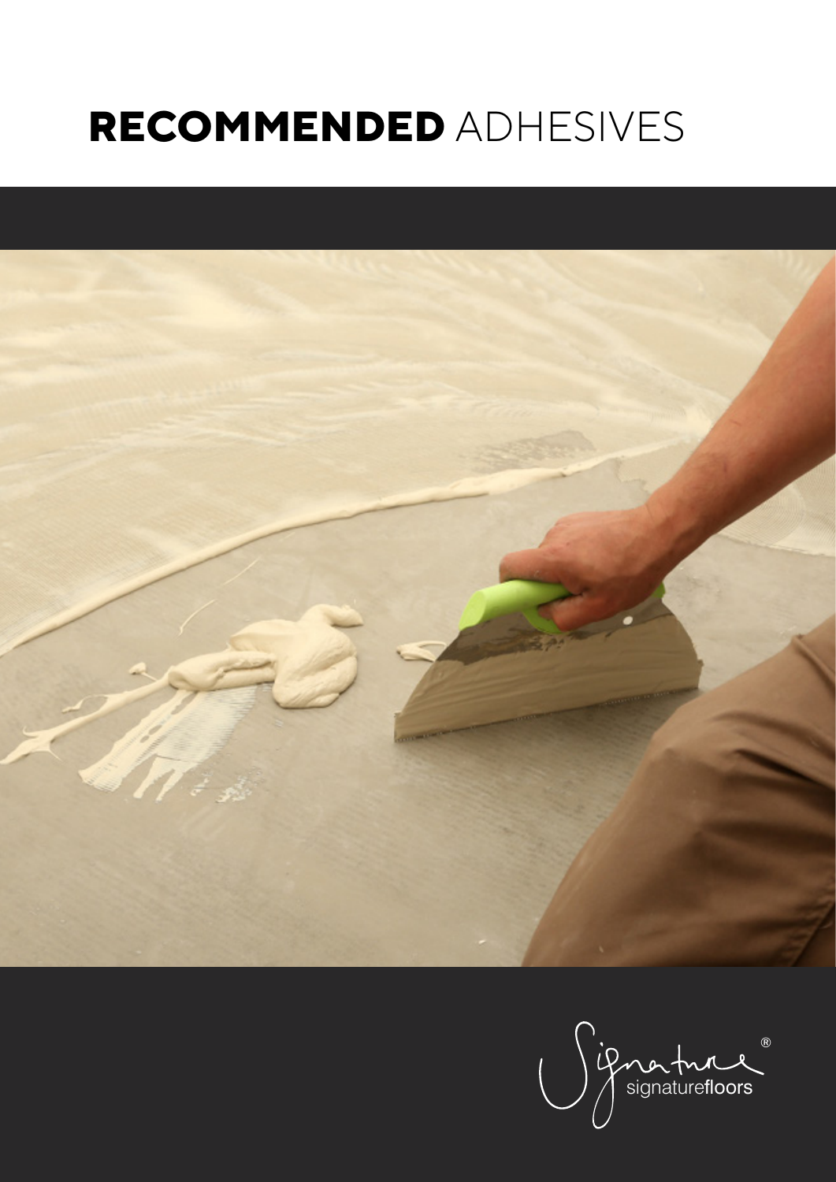# **RECOMMENDED** ADHESIVES

signaturefloors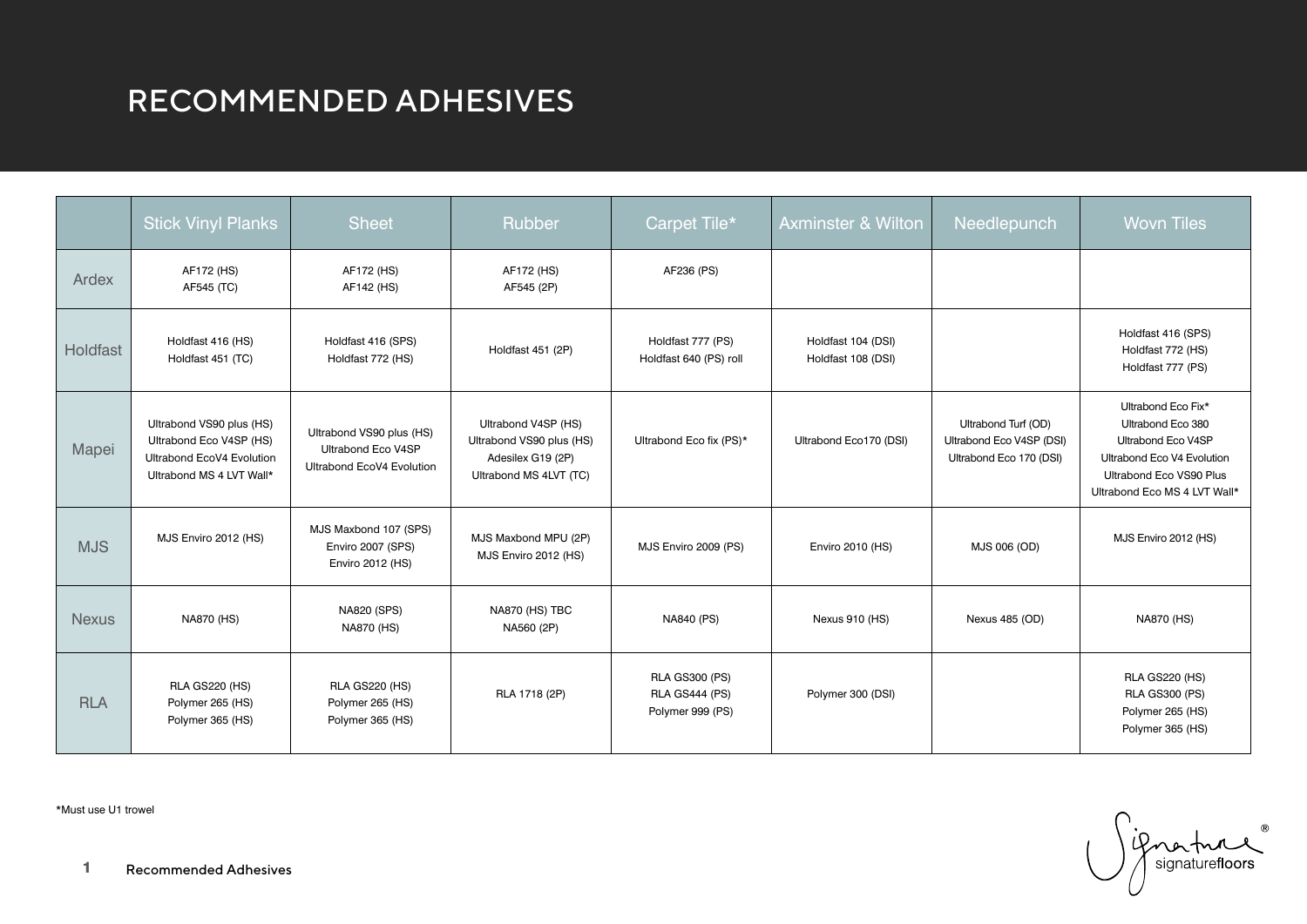# RECOMMENDED ADHESIVES

| | Stick Vinyl Planks | Sheet | Rubber | Carpet Tile* | Axminster & Wilton | Needlepunch | Wovn Tiles |
|---|---|---|---|---|---|---|---|
| Ardex | AF172 (HS)<br>AF545 (TC) | AF172 (HS)<br>AF142 (HS) | AF172 (HS)<br>AF545 (2P) | AF236 (PS) | | | |
| Holdfast | Holdfast 416 (HS)<br>Holdfast 451 (TC) | Holdfast 416 (SPS)<br>Holdfast 772 (HS) | Holdfast 451 (2P) | Holdfast 777 (PS)<br>Holdfast 640 (PS) roll | Holdfast 104 (DSI)<br>Holdfast 108 (DSI) | | Holdfast 416 (SPS)<br>Holdfast 772 (HS)<br>Holdfast 777 (PS) |
| Mapei | Ultrabond VS90 plus (HS)<br>Ultrabond Eco V4SP (HS)<br>Ultrabond EcoV4 Evolution<br>Ultrabond MS 4 LVT Wall* | Ultrabond VS90 plus (HS)<br>Ultrabond Eco V4SP<br>Ultrabond EcoV4 Evolution | Ultrabond V4SP (HS)<br>Ultrabond VS90 plus (HS)<br>Adesilex G19 (2P)<br>Ultrabond MS 4LVT (TC) | Ultrabond Eco fix (PS)* | Ultrabond Eco170 (DSI) | Ultrabond Turf (OD)<br>Ultrabond Eco V4SP (DSI)<br>Ultrabond Eco 170 (DSI) | Ultrabond Eco Fix*<br>Ultrabond Eco 380<br>Ultrabond Eco V4SP<br>Ultrabond Eco V4 Evolution<br>Ultrabond Eco VS90 Plus<br>Ultrabond Eco MS 4 LVT Wall* |
| MJS | MJS Enviro 2012 (HS) | MJS Maxbond 107 (SPS)<br>Enviro 2007 (SPS)<br>Enviro 2012 (HS) | MJS Maxbond MPU (2P)<br>MJS Enviro 2012 (HS) | MJS Enviro 2009 (PS) | Enviro 2010 (HS) | MJS 006 (OD) | MJS Enviro 2012 (HS) |
| Nexus | NA870 (HS) | NA820 (SPS)<br>NA870 (HS) | NA870 (HS) TBC<br>NA560 (2P) | NA840 (PS) | Nexus 910 (HS) | Nexus 485 (OD) | NA870 (HS) |
| RLA | RLA GS220 (HS)<br>Polymer 265 (HS)<br>Polymer 365 (HS) | RLA GS220 (HS)<br>Polymer 265 (HS)<br>Polymer 365 (HS) | RLA 1718 (2P) | RLA GS300 (PS)<br>RLA GS444 (PS)<br>Polymer 999 (PS) | Polymer 300 (DSI) | | RLA GS220 (HS)<br>RLA GS300 (PS)<br>Polymer 265 (HS)<br>Polymer 365 (HS) |

*Must use U1 trowel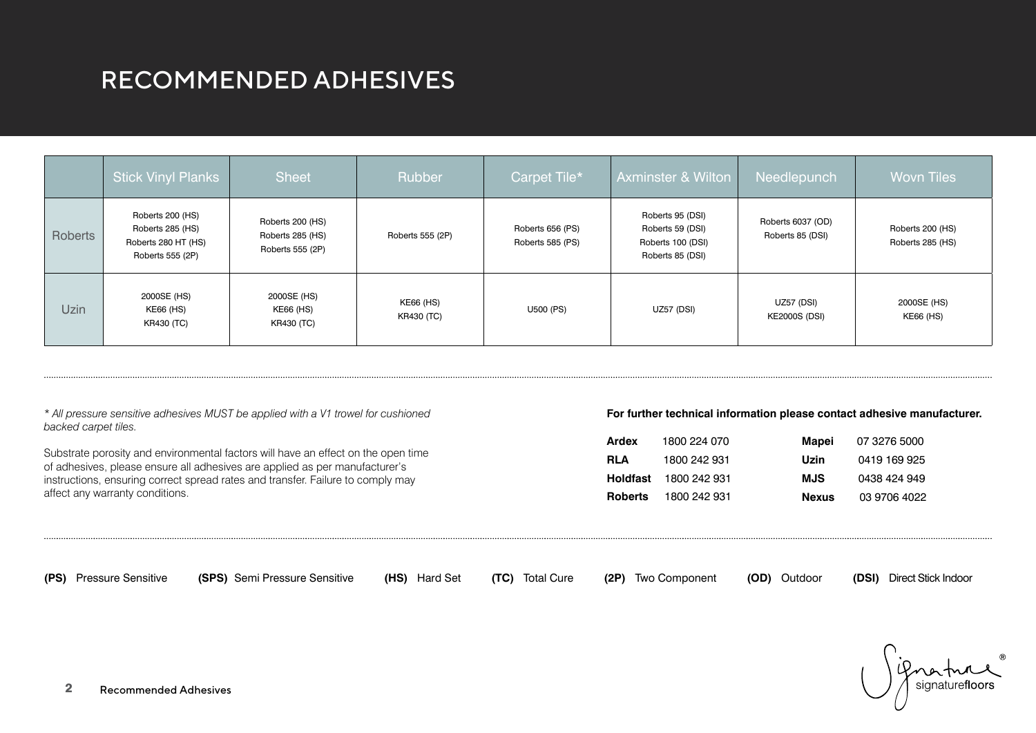# RECOMMENDED ADHESIVES

| | Stick Vinyl Planks | Sheet | Rubber | Carpet Tile* | Axminster & Wilton | Needlepunch | Wovn Tiles |
|---|---|---|---|---|---|---|---|
| Roberts | Roberts 200 (HS)<br>Roberts 285 (HS)<br>Roberts 280 HT (HS)<br>Roberts 555 (2P) | Roberts 200 (HS)<br>Roberts 285 (HS)<br>Roberts 555 (2P) | Roberts 555 (2P) | Roberts 656 (PS)<br>Roberts 585 (PS) | Roberts 95 (DSI)<br>Roberts 59 (DSI)<br>Roberts 100 (DSI)<br>Roberts 85 (DSI) | Roberts 6037 (OD)<br>Roberts 85 (DSI) | Roberts 200 (HS)<br>Roberts 285 (HS) |
| Uzin | 2000SE (HS)<br>KE66 (HS)<br>KR430 (TC) | 2000SE (HS)<br>KE66 (HS)<br>KR430 (TC) | KE66 (HS)<br>KR430 (TC) | U500 (PS) | UZ57 (DSI) | UZ57 (DSI)<br>KE2000S (DSI) | 2000SE (HS)<br>KE66 (HS) |

*\* All pressure sensitive adhesives MUST be applied with a V1 trowel for cushioned backed carpet tiles.*

Substrate porosity and environmental factors will have an effect on the open time of adhesives, please ensure all adhesives are applied as per manufacturer's instructions, ensuring correct spread rates and transfer. Failure to comply may affect any warranty conditions.

**For further technical information please contact adhesive manufacturer.**

| | | | |
|---|---|---|---|
| **Ardex** | 1800 224 070 | **Mapei** | 07 3276 5000 |
| **RLA** | 1800 242 931 | **Uzin** | 0419 169 925 |
| **Holdfast** | 1800 242 931 | **MJS** | 0438 424 949 |
| **Roberts** | 1800 242 931 | **Nexus** | 03 9706 4022 |

**(PS)** Pressure Sensitive **(SPS)** Semi Pressure Sensitive **(HS)** Hard Set **(TC)** Total Cure **(2P)** Two Component **(OD)** Outdoor **(DSI)** Direct Stick Indoor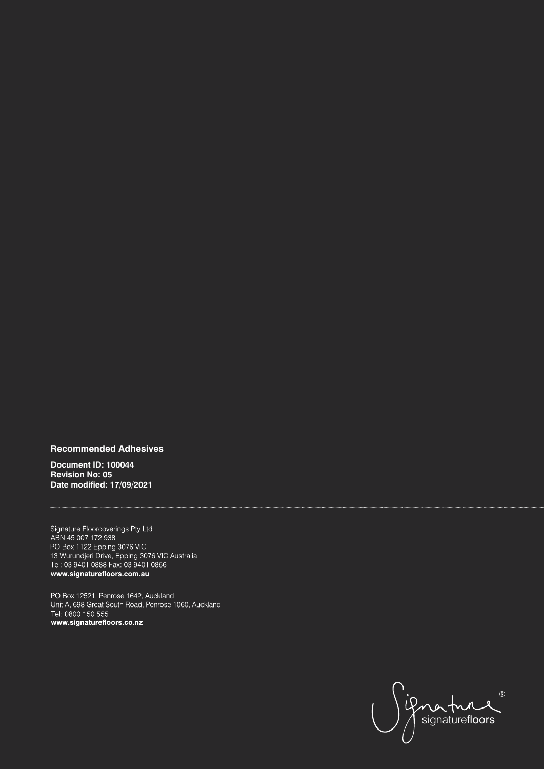**Recommended Adhesives**

**Document ID: 100044**
**Revision No: 05**
**Date modified: 17/09/2021**

Signature Floorcoverings Pty Ltd
ABN 45 007 172 938
PO Box 1122 Epping 3076 VIC
13 Wurundjeri Drive, Epping 3076 VIC Australia
Tel: 03 9401 0888 Fax: 03 9401 0866
**www.signaturefloors.com.au**

PO Box 12521, Penrose 1642, Auckland
Unit A, 698 Great South Road, Penrose 1060, Auckland
Tel: 0800 150 555
**www.signaturefloors.co.nz**

signature**floors**®